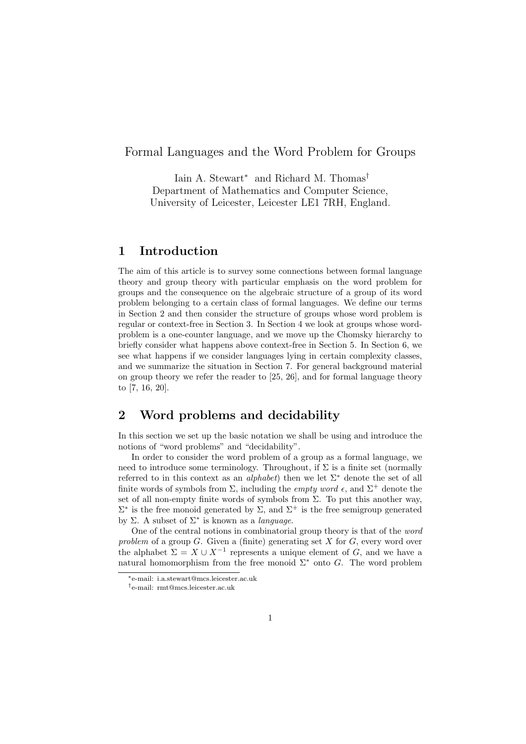# Formal Languages and the Word Problem for Groups

Iain A. Stewart[*] and Richard M. Thomas[†]
Department of Mathematics and Computer Science,
University of Leicester, Leicester LE1 7RH, England.

## 1 Introduction

The aim of this article is to survey some connections between formal language theory and group theory with particular emphasis on the word problem for groups and the consequence on the algebraic structure of a group of its word problem belonging to a certain class of formal languages. We define our terms in Section 2 and then consider the structure of groups whose word problem is regular or context-free in Section 3. In Section 4 we look at groups whose word-problem is a one-counter language, and we move up the Chomsky hierarchy to briefly consider what happens above context-free in Section 5. In Section 6, we see what happens if we consider languages lying in certain complexity classes, and we summarize the situation in Section 7. For general background material on group theory we refer the reader to [25, 26], and for formal language theory to [7, 16, 20].

## 2 Word problems and decidability

In this section we set up the basic notation we shall be using and introduce the notions of "word problems" and "decidability".

In order to consider the word problem of a group as a formal language, we need to introduce some terminology. Throughout, if $\Sigma$ is a finite set (normally referred to in this context as an *alphabet*) then we let $\Sigma^*$ denote the set of all finite words of symbols from $\Sigma$, including the *empty word* $\epsilon$, and $\Sigma^+$ denote the set of all non-empty finite words of symbols from $\Sigma$. To put this another way, $\Sigma^*$ is the free monoid generated by $\Sigma$, and $\Sigma^+$ is the free semigroup generated by $\Sigma$. A subset of $\Sigma^*$ is known as a *language*.

One of the central notions in combinatorial group theory is that of the *word problem* of a group $G$. Given a (finite) generating set $X$ for $G$, every word over the alphabet $\Sigma = X \cup X^{-1}$ represents a unique element of $G$, and we have a natural homomorphism from the free monoid $\Sigma^*$ onto $G$. The word problem

[*] e-mail: i.a.stewart@mcs.leicester.ac.uk

[†] e-mail: rmt@mcs.leicester.ac.uk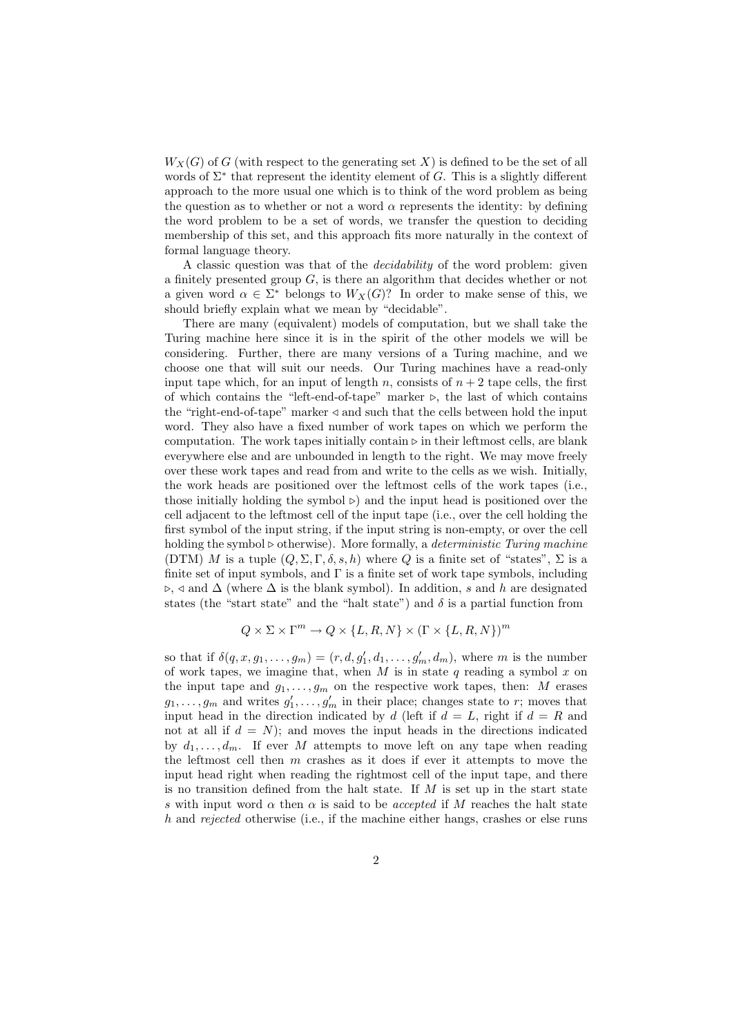$W_X(G)$ of $G$ (with respect to the generating set $X$) is defined to be the set of all words of $\Sigma^*$ that represent the identity element of $G$. This is a slightly different approach to the more usual one which is to think of the word problem as being the question as to whether or not a word $\alpha$ represents the identity: by defining the word problem to be a set of words, we transfer the question to deciding membership of this set, and this approach fits more naturally in the context of formal language theory.

A classic question was that of the *decidability* of the word problem: given a finitely presented group $G$, is there an algorithm that decides whether or not a given word $\alpha \in \Sigma^*$ belongs to $W_X(G)$? In order to make sense of this, we should briefly explain what we mean by "decidable".

There are many (equivalent) models of computation, but we shall take the Turing machine here since it is in the spirit of the other models we will be considering. Further, there are many versions of a Turing machine, and we choose one that will suit our needs. Our Turing machines have a read-only input tape which, for an input of length $n$, consists of $n+2$ tape cells, the first of which contains the "left-end-of-tape" marker $\triangleright$, the last of which contains the "right-end-of-tape" marker $\triangleleft$ and such that the cells between hold the input word. They also have a fixed number of work tapes on which we perform the computation. The work tapes initially contain $\triangleright$ in their leftmost cells, are blank everywhere else and are unbounded in length to the right. We may move freely over these work tapes and read from and write to the cells as we wish. Initially, the work heads are positioned over the leftmost cells of the work tapes (i.e., those initially holding the symbol $\triangleright$) and the input head is positioned over the cell adjacent to the leftmost cell of the input tape (i.e., over the cell holding the first symbol of the input string, if the input string is non-empty, or over the cell holding the symbol $\triangleright$ otherwise). More formally, a *deterministic Turing machine* (DTM) $M$ is a tuple $(Q, \Sigma, \Gamma, \delta, s, h)$ where $Q$ is a finite set of "states", $\Sigma$ is a finite set of input symbols, and $\Gamma$ is a finite set of work tape symbols, including $\triangleright$, $\triangleleft$ and $\Delta$ (where $\Delta$ is the blank symbol). In addition, $s$ and $h$ are designated states (the "start state" and the "halt state") and $\delta$ is a partial function from

$$Q \times \Sigma \times \Gamma^m \to Q \times \{L, R, N\} \times (\Gamma \times \{L, R, N\})^m$$

so that if $\delta(q, x, g_1, \ldots, g_m) = (r, d, g'_1, d_1, \ldots, g'_m, d_m)$, where $m$ is the number of work tapes, we imagine that, when $M$ is in state $q$ reading a symbol $x$ on the input tape and $g_1, \ldots, g_m$ on the respective work tapes, then: $M$ erases $g_1, \ldots, g_m$ and writes $g'_1, \ldots, g'_m$ in their place; changes state to $r$; moves that input head in the direction indicated by $d$ (left if $d = L$, right if $d = R$ and not at all if $d = N$); and moves the input heads in the directions indicated by $d_1, \ldots, d_m$. If ever $M$ attempts to move left on any tape when reading the leftmost cell then $m$ crashes as it does if ever it attempts to move the input head right when reading the rightmost cell of the input tape, and there is no transition defined from the halt state. If $M$ is set up in the start state $s$ with input word $\alpha$ then $\alpha$ is said to be *accepted* if $M$ reaches the halt state $h$ and *rejected* otherwise (i.e., if the machine either hangs, crashes or else runs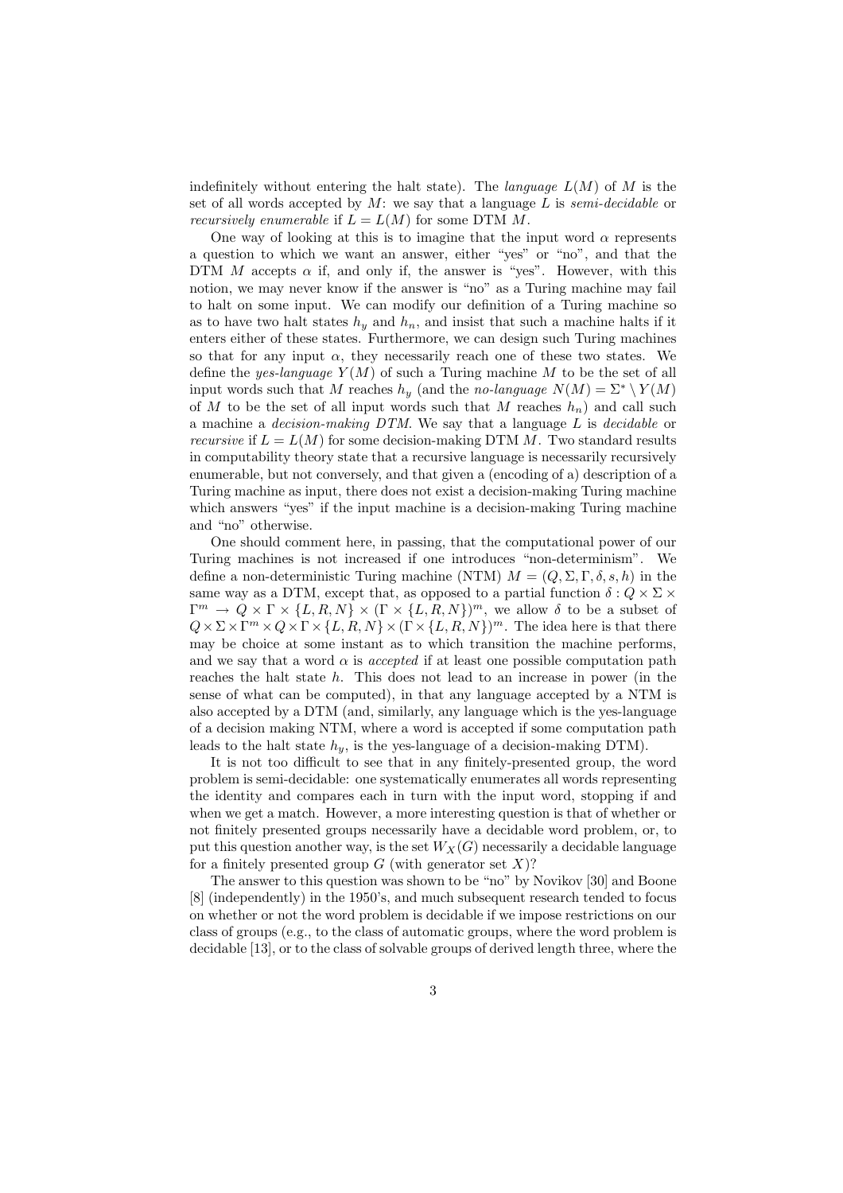indefinitely without entering the halt state). The *language* $L(M)$ of $M$ is the set of all words accepted by $M$: we say that a language $L$ is *semi-decidable* or *recursively enumerable* if $L = L(M)$ for some DTM $M$.

One way of looking at this is to imagine that the input word $\alpha$ represents a question to which we want an answer, either "yes" or "no", and that the DTM $M$ accepts $\alpha$ if, and only if, the answer is "yes". However, with this notion, we may never know if the answer is "no" as a Turing machine may fail to halt on some input. We can modify our definition of a Turing machine so as to have two halt states $h_y$ and $h_n$, and insist that such a machine halts if it enters either of these states. Furthermore, we can design such Turing machines so that for any input $\alpha$, they necessarily reach one of these two states. We define the *yes-language* $Y(M)$ of such a Turing machine $M$ to be the set of all input words such that $M$ reaches $h_y$ (and the *no-language* $N(M) = \Sigma^* \setminus Y(M)$ of $M$ to be the set of all input words such that $M$ reaches $h_n$) and call such a machine a *decision-making DTM*. We say that a language $L$ is *decidable* or *recursive* if $L = L(M)$ for some decision-making DTM $M$. Two standard results in computability theory state that a recursive language is necessarily recursively enumerable, but not conversely, and that given a (encoding of a) description of a Turing machine as input, there does not exist a decision-making Turing machine which answers "yes" if the input machine is a decision-making Turing machine and "no" otherwise.

One should comment here, in passing, that the computational power of our Turing machines is not increased if one introduces "non-determinism". We define a non-deterministic Turing machine (NTM) $M = (Q, \Sigma, \Gamma, \delta, s, h)$ in the same way as a DTM, except that, as opposed to a partial function $\delta : Q \times \Sigma \times \Gamma^m \to Q \times \Gamma \times \{L, R, N\} \times (\Gamma \times \{L, R, N\})^m$, we allow $\delta$ to be a subset of $Q \times \Sigma \times \Gamma^m \times Q \times \Gamma \times \{L, R, N\} \times (\Gamma \times \{L, R, N\})^m$. The idea here is that there may be choice at some instant as to which transition the machine performs, and we say that a word $\alpha$ is *accepted* if at least one possible computation path reaches the halt state $h$. This does not lead to an increase in power (in the sense of what can be computed), in that any language accepted by a NTM is also accepted by a DTM (and, similarly, any language which is the yes-language of a decision making NTM, where a word is accepted if some computation path leads to the halt state $h_y$, is the yes-language of a decision-making DTM).

It is not too difficult to see that in any finitely-presented group, the word problem is semi-decidable: one systematically enumerates all words representing the identity and compares each in turn with the input word, stopping if and when we get a match. However, a more interesting question is that of whether or not finitely presented groups necessarily have a decidable word problem, or, to put this question another way, is the set $W_X(G)$ necessarily a decidable language for a finitely presented group $G$ (with generator set $X$)?

The answer to this question was shown to be "no" by Novikov [30] and Boone [8] (independently) in the 1950's, and much subsequent research tended to focus on whether or not the word problem is decidable if we impose restrictions on our class of groups (e.g., to the class of automatic groups, where the word problem is decidable [13], or to the class of solvable groups of derived length three, where the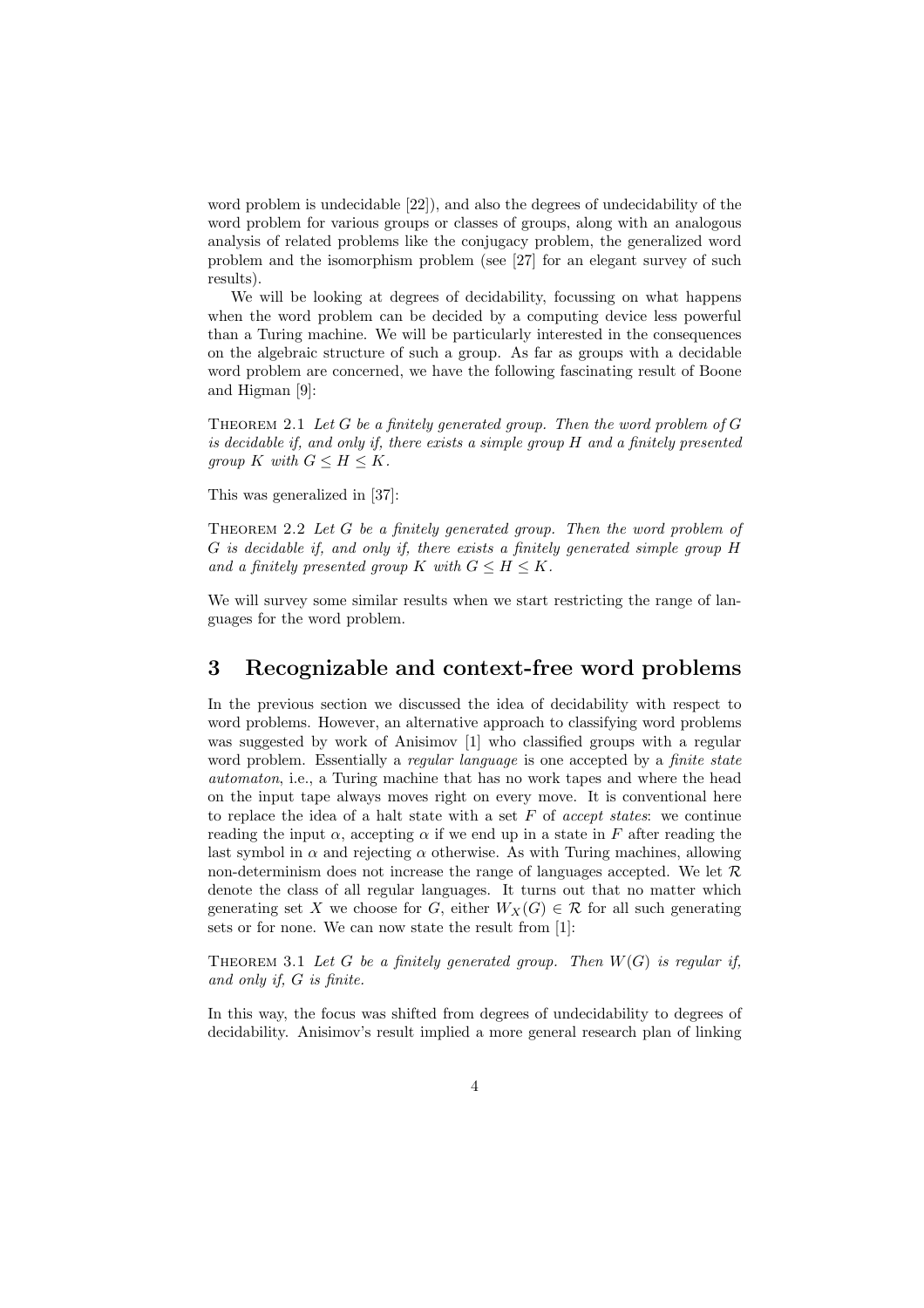word problem is undecidable [22]), and also the degrees of undecidability of the word problem for various groups or classes of groups, along with an analogous analysis of related problems like the conjugacy problem, the generalized word problem and the isomorphism problem (see [27] for an elegant survey of such results).

We will be looking at degrees of decidability, focussing on what happens when the word problem can be decided by a computing device less powerful than a Turing machine. We will be particularly interested in the consequences on the algebraic structure of such a group. As far as groups with a decidable word problem are concerned, we have the following fascinating result of Boone and Higman [9]:

Theorem 2.1 *Let $G$ be a finitely generated group. Then the word problem of $G$ is decidable if, and only if, there exists a simple group $H$ and a finitely presented group $K$ with $G \leq H \leq K$.*

This was generalized in [37]:

Theorem 2.2 *Let $G$ be a finitely generated group. Then the word problem of $G$ is decidable if, and only if, there exists a finitely generated simple group $H$ and a finitely presented group $K$ with $G \leq H \leq K$.*

We will survey some similar results when we start restricting the range of languages for the word problem.

# 3 Recognizable and context-free word problems

In the previous section we discussed the idea of decidability with respect to word problems. However, an alternative approach to classifying word problems was suggested by work of Anisimov [1] who classified groups with a regular word problem. Essentially a *regular language* is one accepted by a *finite state automaton*, i.e., a Turing machine that has no work tapes and where the head on the input tape always moves right on every move. It is conventional here to replace the idea of a halt state with a set $F$ of *accept states*: we continue reading the input $\alpha$, accepting $\alpha$ if we end up in a state in $F$ after reading the last symbol in $\alpha$ and rejecting $\alpha$ otherwise. As with Turing machines, allowing non-determinism does not increase the range of languages accepted. We let $\mathcal{R}$ denote the class of all regular languages. It turns out that no matter which generating set $X$ we choose for $G$, either $W_X(G) \in \mathcal{R}$ for all such generating sets or for none. We can now state the result from [1]:

Theorem 3.1 *Let $G$ be a finitely generated group. Then $W(G)$ is regular if, and only if, $G$ is finite.*

In this way, the focus was shifted from degrees of undecidability to degrees of decidability. Anisimov's result implied a more general research plan of linking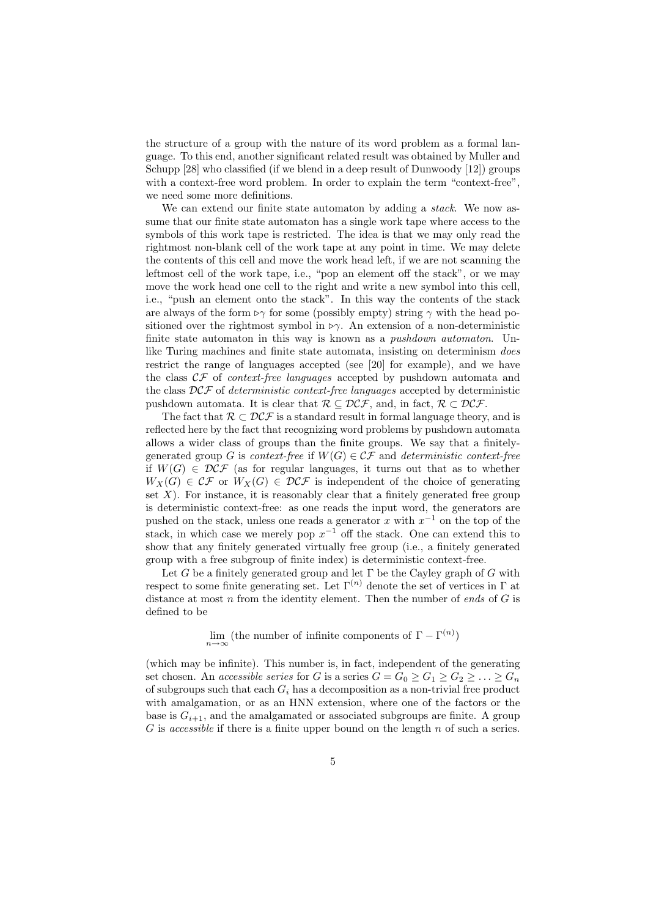the structure of a group with the nature of its word problem as a formal language. To this end, another significant related result was obtained by Muller and Schupp [28] who classified (if we blend in a deep result of Dunwoody [12]) groups with a context-free word problem. In order to explain the term "context-free", we need some more definitions.

We can extend our finite state automaton by adding a *stack*. We now assume that our finite state automaton has a single work tape where access to the symbols of this work tape is restricted. The idea is that we may only read the rightmost non-blank cell of the work tape at any point in time. We may delete the contents of this cell and move the work head left, if we are not scanning the leftmost cell of the work tape, i.e., "pop an element off the stack", or we may move the work head one cell to the right and write a new symbol into this cell, i.e., "push an element onto the stack". In this way the contents of the stack are always of the form $\triangleright\gamma$ for some (possibly empty) string $\gamma$ with the head positioned over the rightmost symbol in $\triangleright\gamma$. An extension of a non-deterministic finite state automaton in this way is known as a *pushdown automaton*. Unlike Turing machines and finite state automata, insisting on determinism *does* restrict the range of languages accepted (see [20] for example), and we have the class $\mathcal{CF}$ of *context-free languages* accepted by pushdown automata and the class $\mathcal{DCF}$ of *deterministic context-free languages* accepted by deterministic pushdown automata. It is clear that $\mathcal{R} \subseteq \mathcal{DCF}$, and, in fact, $\mathcal{R} \subset \mathcal{DCF}$.

The fact that $\mathcal{R} \subset \mathcal{DCF}$ is a standard result in formal language theory, and is reflected here by the fact that recognizing word problems by pushdown automata allows a wider class of groups than the finite groups. We say that a finitely-generated group $G$ is *context-free* if $W(G) \in \mathcal{CF}$ and *deterministic context-free* if $W(G) \in \mathcal{DCF}$ (as for regular languages, it turns out that as to whether $W_X(G) \in \mathcal{CF}$ or $W_X(G) \in \mathcal{DCF}$ is independent of the choice of generating set $X$). For instance, it is reasonably clear that a finitely generated free group is deterministic context-free: as one reads the input word, the generators are pushed on the stack, unless one reads a generator $x$ with $x^{-1}$ on the top of the stack, in which case we merely pop $x^{-1}$ off the stack. One can extend this to show that any finitely generated virtually free group (i.e., a finitely generated group with a free subgroup of finite index) is deterministic context-free.

Let $G$ be a finitely generated group and let $\Gamma$ be the Cayley graph of $G$ with respect to some finite generating set. Let $\Gamma^{(n)}$ denote the set of vertices in $\Gamma$ at distance at most $n$ from the identity element. Then the number of *ends* of $G$ is defined to be

$$\lim_{n\to\infty} (\text{the number of infinite components of } \Gamma - \Gamma^{(n)})$$

(which may be infinite). This number is, in fact, independent of the generating set chosen. An *accessible series* for $G$ is a series $G = G_0 \geq G_1 \geq G_2 \geq \ldots \geq G_n$ of subgroups such that each $G_i$ has a decomposition as a non-trivial free product with amalgamation, or as an HNN extension, where one of the factors or the base is $G_{i+1}$, and the amalgamated or associated subgroups are finite. A group $G$ is *accessible* if there is a finite upper bound on the length $n$ of such a series.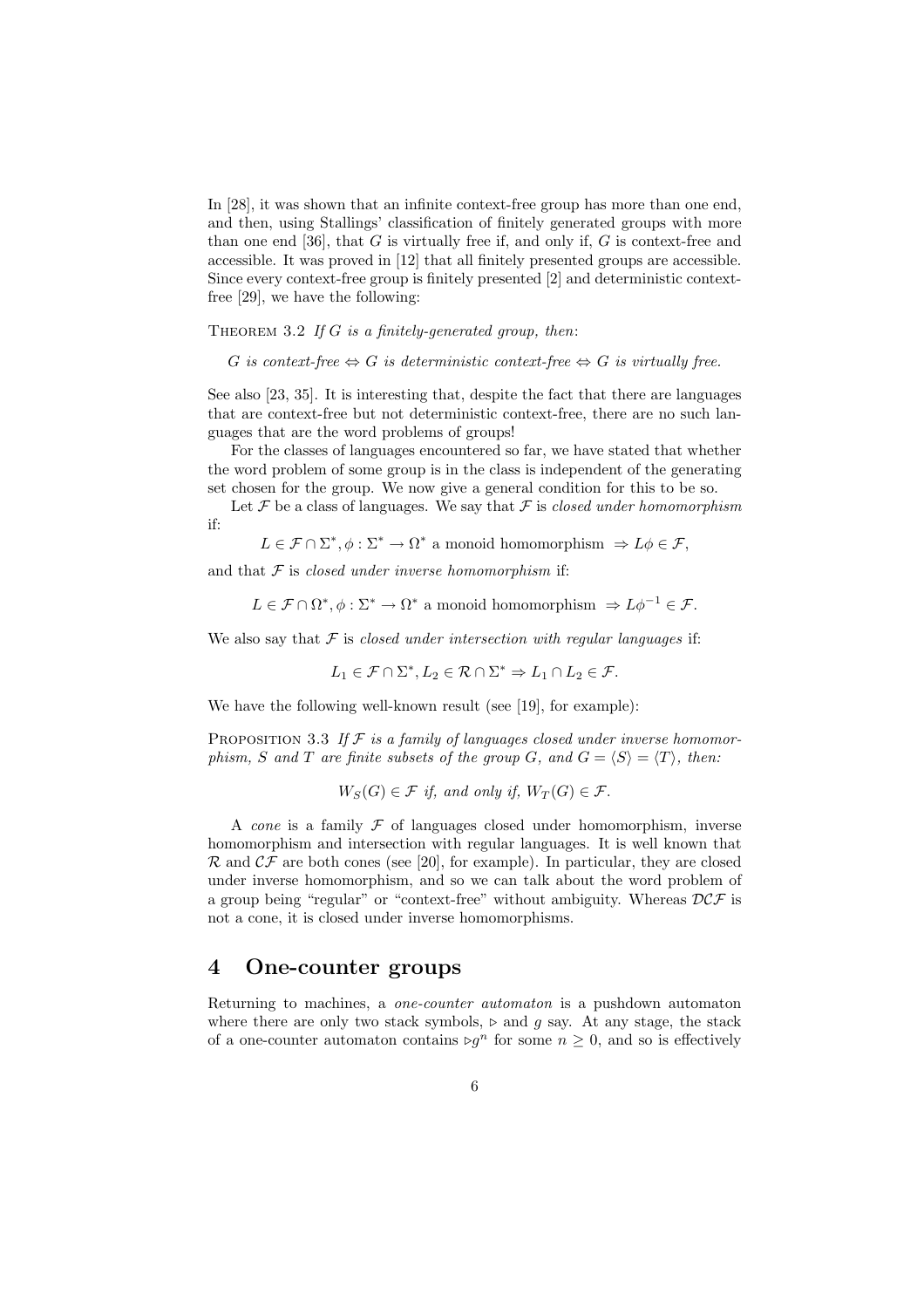In [28], it was shown that an infinite context-free group has more than one end, and then, using Stallings' classification of finitely generated groups with more than one end [36], that $G$ is virtually free if, and only if, $G$ is context-free and accessible. It was proved in [12] that all finitely presented groups are accessible. Since every context-free group is finitely presented [2] and deterministic context-free [29], we have the following:

Theorem 3.2 *If $G$ is a finitely-generated group, then*:

*$G$ is context-free $\Leftrightarrow$ $G$ is deterministic context-free $\Leftrightarrow$ $G$ is virtually free.*

See also [23, 35]. It is interesting that, despite the fact that there are languages that are context-free but not deterministic context-free, there are no such languages that are the word problems of groups!

For the classes of languages encountered so far, we have stated that whether the word problem of some group is in the class is independent of the generating set chosen for the group. We now give a general condition for this to be so.

Let $\mathcal{F}$ be a class of languages. We say that $\mathcal{F}$ is *closed under homomorphism* if:

$$L \in \mathcal{F} \cap \Sigma^*, \phi : \Sigma^* \to \Omega^* \text{ a monoid homomorphism } \Rightarrow L\phi \in \mathcal{F},$$

and that $\mathcal{F}$ is *closed under inverse homomorphism* if:

$$L \in \mathcal{F} \cap \Omega^*, \phi : \Sigma^* \to \Omega^* \text{ a monoid homomorphism } \Rightarrow L\phi^{-1} \in \mathcal{F}.$$

We also say that $\mathcal{F}$ is *closed under intersection with regular languages* if:

$$L_1 \in \mathcal{F} \cap \Sigma^*, L_2 \in \mathcal{R} \cap \Sigma^* \Rightarrow L_1 \cap L_2 \in \mathcal{F}.$$

We have the following well-known result (see [19], for example):

Proposition 3.3 *If $\mathcal{F}$ is a family of languages closed under inverse homomorphism, $S$ and $T$ are finite subsets of the group $G$, and $G = \langle S \rangle = \langle T \rangle$, then:*

$$W_S(G) \in \mathcal{F} \text{ if, and only if, } W_T(G) \in \mathcal{F}.$$

A *cone* is a family $\mathcal{F}$ of languages closed under homomorphism, inverse homomorphism and intersection with regular languages. It is well known that $\mathcal{R}$ and $\mathcal{CF}$ are both cones (see [20], for example). In particular, they are closed under inverse homomorphism, and so we can talk about the word problem of a group being "regular" or "context-free" without ambiguity. Whereas $\mathcal{DCF}$ is not a cone, it is closed under inverse homomorphisms.

## 4 One-counter groups

Returning to machines, a *one-counter automaton* is a pushdown automaton where there are only two stack symbols, $\triangleright$ and $g$ say. At any stage, the stack of a one-counter automaton contains $\triangleright g^n$ for some $n \geq 0$, and so is effectively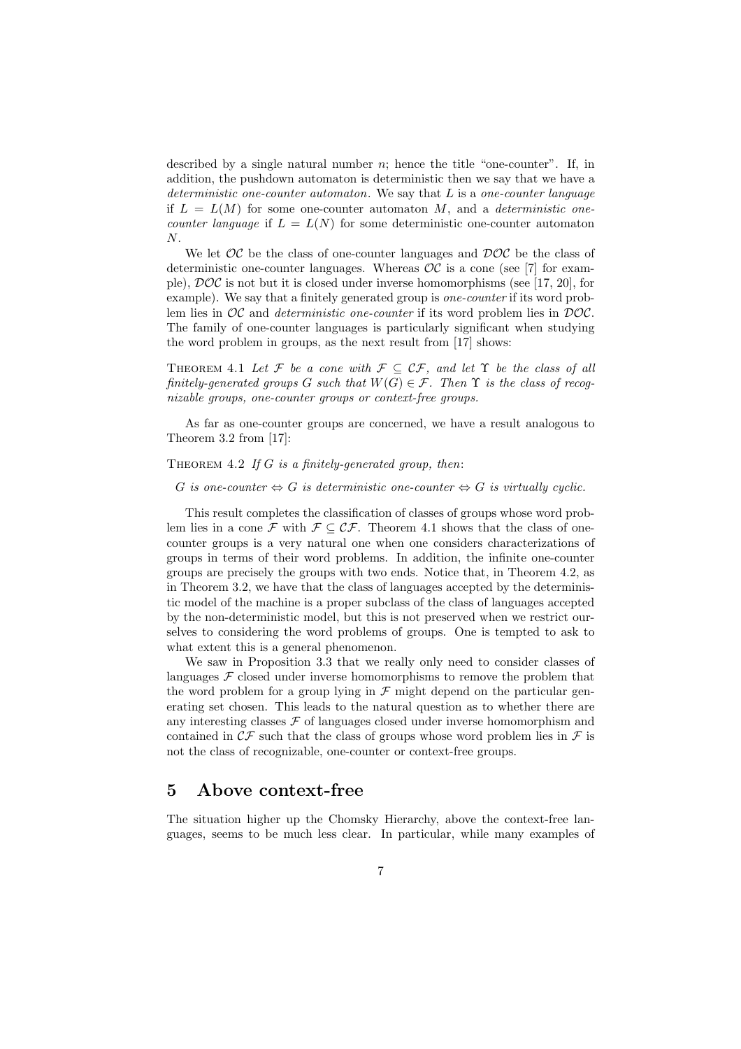described by a single natural number $n$; hence the title "one-counter". If, in addition, the pushdown automaton is deterministic then we say that we have a *deterministic one-counter automaton*. We say that $L$ is a *one-counter language* if $L = L(M)$ for some one-counter automaton $M$, and a *deterministic one-counter language* if $L = L(N)$ for some deterministic one-counter automaton $N$.

We let $\mathcal{OC}$ be the class of one-counter languages and $\mathcal{DOC}$ be the class of deterministic one-counter languages. Whereas $\mathcal{OC}$ is a cone (see [7] for example), $\mathcal{DOC}$ is not but it is closed under inverse homomorphisms (see [17, 20], for example). We say that a finitely generated group is *one-counter* if its word problem lies in $\mathcal{OC}$ and *deterministic one-counter* if its word problem lies in $\mathcal{DOC}$. The family of one-counter languages is particularly significant when studying the word problem in groups, as the next result from [17] shows:

THEOREM 4.1 *Let $\mathcal{F}$ be a cone with $\mathcal{F} \subseteq \mathcal{CF}$, and let $\Upsilon$ be the class of all finitely-generated groups $G$ such that $W(G) \in \mathcal{F}$. Then $\Upsilon$ is the class of recognizable groups, one-counter groups or context-free groups.*

As far as one-counter groups are concerned, we have a result analogous to Theorem 3.2 from [17]:

THEOREM 4.2 *If $G$ is a finitely-generated group, then:*

*$G$ is one-counter $\Leftrightarrow$ $G$ is deterministic one-counter $\Leftrightarrow$ $G$ is virtually cyclic.*

This result completes the classification of classes of groups whose word problem lies in a cone $\mathcal{F}$ with $\mathcal{F} \subseteq \mathcal{CF}$. Theorem 4.1 shows that the class of one-counter groups is a very natural one when one considers characterizations of groups in terms of their word problems. In addition, the infinite one-counter groups are precisely the groups with two ends. Notice that, in Theorem 4.2, as in Theorem 3.2, we have that the class of languages accepted by the deterministic model of the machine is a proper subclass of the class of languages accepted by the non-deterministic model, but this is not preserved when we restrict ourselves to considering the word problems of groups. One is tempted to ask to what extent this is a general phenomenon.

We saw in Proposition 3.3 that we really only need to consider classes of languages $\mathcal{F}$ closed under inverse homomorphisms to remove the problem that the word problem for a group lying in $\mathcal{F}$ might depend on the particular generating set chosen. This leads to the natural question as to whether there are any interesting classes $\mathcal{F}$ of languages closed under inverse homomorphism and contained in $\mathcal{CF}$ such that the class of groups whose word problem lies in $\mathcal{F}$ is not the class of recognizable, one-counter or context-free groups.

## 5 Above context-free

The situation higher up the Chomsky Hierarchy, above the context-free languages, seems to be much less clear. In particular, while many examples of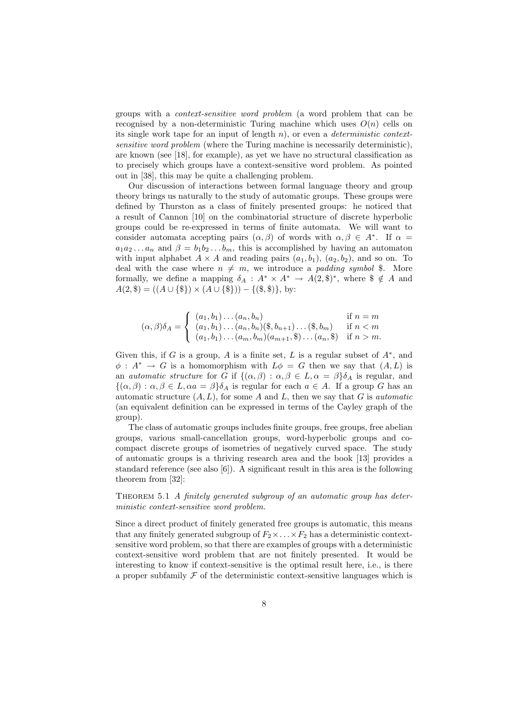groups with a *context-sensitive word problem* (a word problem that can be recognised by a non-deterministic Turing machine which uses $O(n)$ cells on its single work tape for an input of length $n$), or even a *deterministic context-sensitive word problem* (where the Turing machine is necessarily deterministic), are known (see [18], for example), as yet we have no structural classification as to precisely which groups have a context-sensitive word problem. As pointed out in [38], this may be quite a challenging problem.

Our discussion of interactions between formal language theory and group theory brings us naturally to the study of automatic groups. These groups were defined by Thurston as a class of finitely presented groups: he noticed that a result of Cannon [10] on the combinatorial structure of discrete hyperbolic groups could be re-expressed in terms of finite automata. We will want to consider automata accepting pairs $(\alpha, \beta)$ of words with $\alpha, \beta \in A^*$. If $\alpha = a_1 a_2 \dots a_n$ and $\beta = b_1 b_2 \dots b_m$, this is accomplished by having an automaton with input alphabet $A \times A$ and reading pairs $(a_1, b_1)$, $(a_2, b_2)$, and so on. To deal with the case where $n \neq m$, we introduce a *padding symbol* \$. More formally, we define a mapping $\delta_A : A^* \times A^* \to A(2, \$)^*$, where $\$ \notin A$ and $A(2, \$) = ((A \cup \{\$\}) \times (A \cup \{\$\})) - \{(\$, \$)\}$, by:

$$
(\alpha, \beta)\delta_A = \begin{cases} (a_1, b_1) \dots (a_n, b_n) & \text{if } n = m \\ (a_1, b_1) \dots (a_n, b_n)(\$, b_{n+1}) \dots (\$, b_m) & \text{if } n < m \\ (a_1, b_1) \dots (a_m, b_m)(a_{m+1}, \$) \dots (a_n, \$) & \text{if } n > m. \end{cases}
$$

Given this, if $G$ is a group, $A$ is a finite set, $L$ is a regular subset of $A^*$, and $\phi : A^* \to G$ is a homomorphism with $L\phi = G$ then we say that $(A, L)$ is an *automatic structure* for $G$ if $\{(\alpha, \beta) : \alpha, \beta \in L, \alpha = \beta\}\delta_A$ is regular, and $\{(\alpha, \beta) : \alpha, \beta \in L, \alpha a = \beta\}\delta_A$ is regular for each $a \in A$. If a group $G$ has an automatic structure $(A, L)$, for some $A$ and $L$, then we say that $G$ is *automatic* (an equivalent definition can be expressed in terms of the Cayley graph of the group).

The class of automatic groups includes finite groups, free groups, free abelian groups, various small-cancellation groups, word-hyperbolic groups and co-compact discrete groups of isometries of negatively curved space. The study of automatic groups is a thriving research area and the book [13] provides a standard reference (see also [6]). A significant result in this area is the following theorem from [32]:

Theorem 5.1 *A finitely generated subgroup of an automatic group has deterministic context-sensitive word problem.*

Since a direct product of finitely generated free groups is automatic, this means that any finitely generated subgroup of $F_2 \times \ldots \times F_2$ has a deterministic context-sensitive word problem, so that there are examples of groups with a deterministic context-sensitive word problem that are not finitely presented. It would be interesting to know if context-sensitive is the optimal result here, i.e., is there a proper subfamily $\mathcal{F}$ of the deterministic context-sensitive languages which is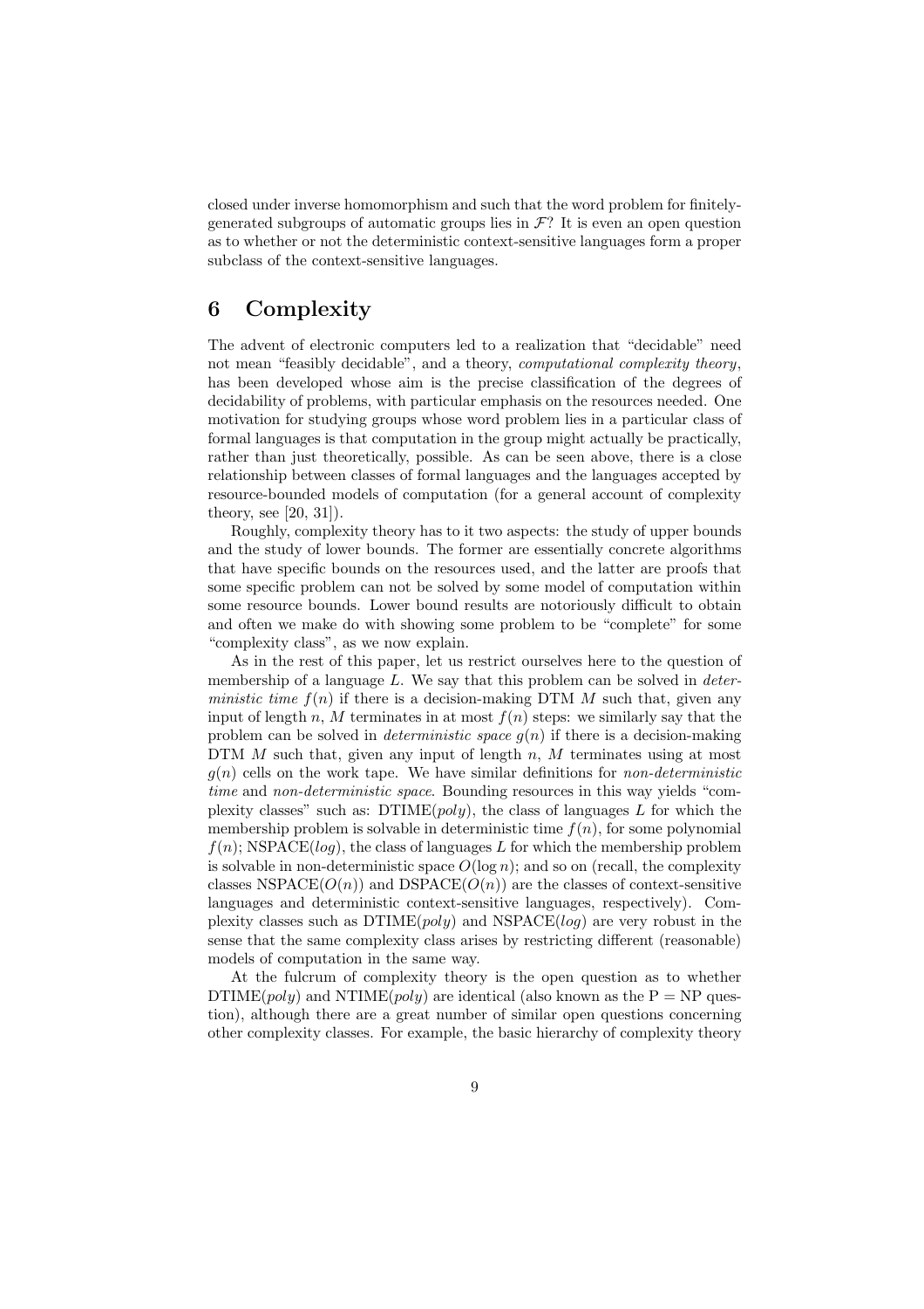closed under inverse homomorphism and such that the word problem for finitely-generated subgroups of automatic groups lies in $\mathcal{F}$? It is even an open question as to whether or not the deterministic context-sensitive languages form a proper subclass of the context-sensitive languages.

# 6 Complexity

The advent of electronic computers led to a realization that "decidable" need not mean "feasibly decidable", and a theory, *computational complexity theory*, has been developed whose aim is the precise classification of the degrees of decidability of problems, with particular emphasis on the resources needed. One motivation for studying groups whose word problem lies in a particular class of formal languages is that computation in the group might actually be practically, rather than just theoretically, possible. As can be seen above, there is a close relationship between classes of formal languages and the languages accepted by resource-bounded models of computation (for a general account of complexity theory, see [20, 31]).

Roughly, complexity theory has to it two aspects: the study of upper bounds and the study of lower bounds. The former are essentially concrete algorithms that have specific bounds on the resources used, and the latter are proofs that some specific problem can not be solved by some model of computation within some resource bounds. Lower bound results are notoriously difficult to obtain and often we make do with showing some problem to be "complete" for some "complexity class", as we now explain.

As in the rest of this paper, let us restrict ourselves here to the question of membership of a language $L$. We say that this problem can be solved in *deterministic time* $f(n)$ if there is a decision-making DTM $M$ such that, given any input of length $n$, $M$ terminates in at most $f(n)$ steps: we similarly say that the problem can be solved in *deterministic space* $g(n)$ if there is a decision-making DTM $M$ such that, given any input of length $n$, $M$ terminates using at most $g(n)$ cells on the work tape. We have similar definitions for *non-deterministic time* and *non-deterministic space*. Bounding resources in this way yields "complexity classes" such as: DTIME(*poly*), the class of languages $L$ for which the membership problem is solvable in deterministic time $f(n)$, for some polynomial $f(n)$; NSPACE(*log*), the class of languages $L$ for which the membership problem is solvable in non-deterministic space $O(\log n)$; and so on (recall, the complexity classes NSPACE($O(n)$) and DSPACE($O(n)$) are the classes of context-sensitive languages and deterministic context-sensitive languages, respectively). Complexity classes such as DTIME(*poly*) and NSPACE(*log*) are very robust in the sense that the same complexity class arises by restricting different (reasonable) models of computation in the same way.

At the fulcrum of complexity theory is the open question as to whether DTIME(*poly*) and NTIME(*poly*) are identical (also known as the P = NP question), although there are a great number of similar open questions concerning other complexity classes. For example, the basic hierarchy of complexity theory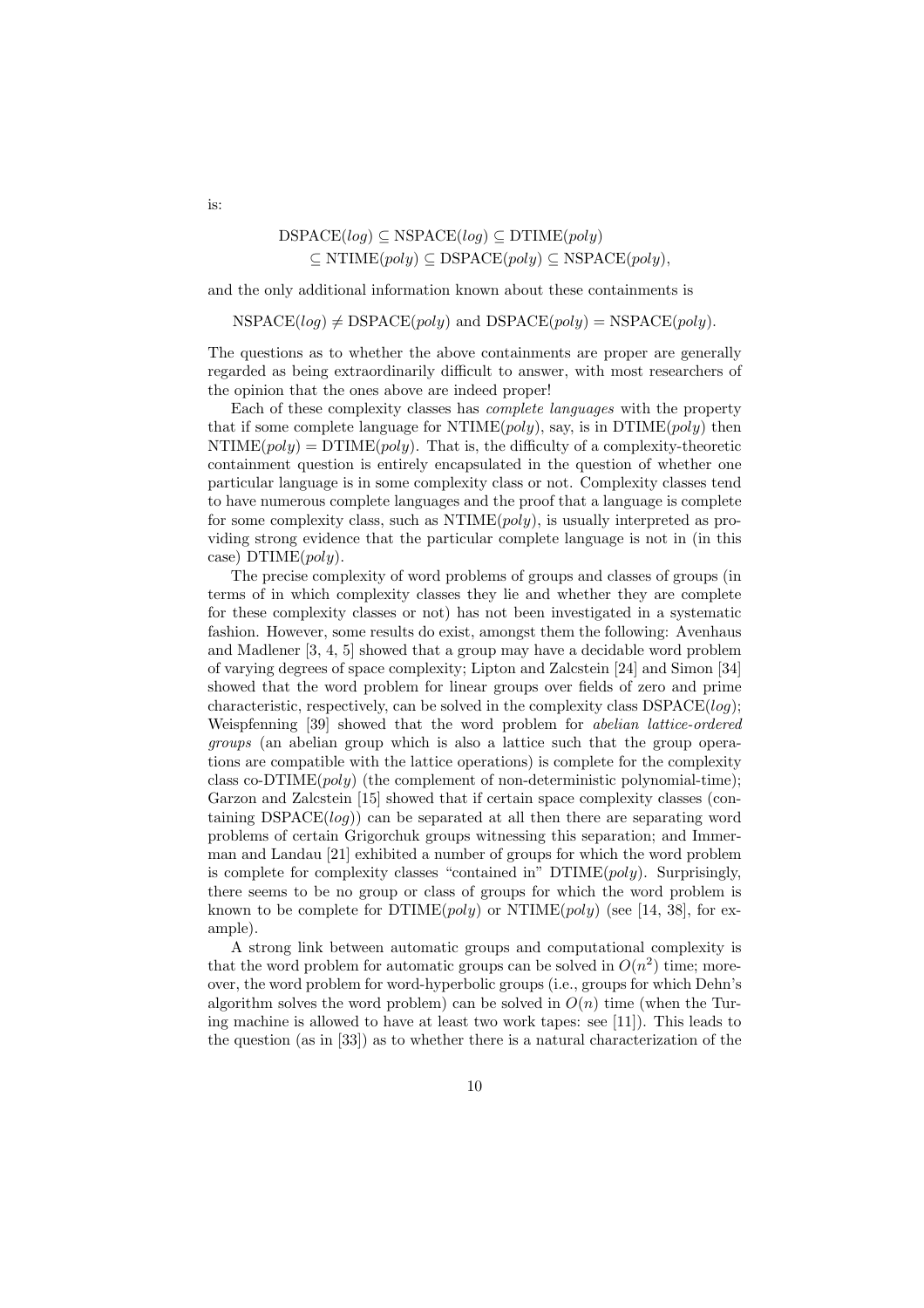is:

$$\begin{aligned} \text{DSPACE}(log) &\subseteq \text{NSPACE}(log) \subseteq \text{DTIME}(poly) \\ &\subseteq \text{NTIME}(poly) \subseteq \text{DSPACE}(poly) \subseteq \text{NSPACE}(poly), \end{aligned}$$

and the only additional information known about these containments is

$$\text{NSPACE}(log) \neq \text{DSPACE}(poly) \text{ and } \text{DSPACE}(poly) = \text{NSPACE}(poly).$$

The questions as to whether the above containments are proper are generally regarded as being extraordinarily difficult to answer, with most researchers of the opinion that the ones above are indeed proper!

Each of these complexity classes has *complete languages* with the property that if some complete language for NTIME(*poly*), say, is in DTIME(*poly*) then NTIME(*poly*) = DTIME(*poly*). That is, the difficulty of a complexity-theoretic containment question is entirely encapsulated in the question of whether one particular language is in some complexity class or not. Complexity classes tend to have numerous complete languages and the proof that a language is complete for some complexity class, such as NTIME(*poly*), is usually interpreted as providing strong evidence that the particular complete language is not in (in this case) DTIME(*poly*).

The precise complexity of word problems of groups and classes of groups (in terms of in which complexity classes they lie and whether they are complete for these complexity classes or not) has not been investigated in a systematic fashion. However, some results do exist, amongst them the following: Avenhaus and Madlener [3, 4, 5] showed that a group may have a decidable word problem of varying degrees of space complexity; Lipton and Zalcstein [24] and Simon [34] showed that the word problem for linear groups over fields of zero and prime characteristic, respectively, can be solved in the complexity class DSPACE(*log*); Weispfenning [39] showed that the word problem for *abelian lattice-ordered groups* (an abelian group which is also a lattice such that the group operations are compatible with the lattice operations) is complete for the complexity class co-DTIME(*poly*) (the complement of non-deterministic polynomial-time); Garzon and Zalcstein [15] showed that if certain space complexity classes (containing DSPACE(*log*)) can be separated at all then there are separating word problems of certain Grigorchuk groups witnessing this separation; and Immerman and Landau [21] exhibited a number of groups for which the word problem is complete for complexity classes "contained in" DTIME(*poly*). Surprisingly, there seems to be no group or class of groups for which the word problem is known to be complete for DTIME(*poly*) or NTIME(*poly*) (see [14, 38], for example).

A strong link between automatic groups and computational complexity is that the word problem for automatic groups can be solved in $O(n^2)$ time; moreover, the word problem for word-hyperbolic groups (i.e., groups for which Dehn's algorithm solves the word problem) can be solved in $O(n)$ time (when the Turing machine is allowed to have at least two work tapes: see [11]). This leads to the question (as in [33]) as to whether there is a natural characterization of the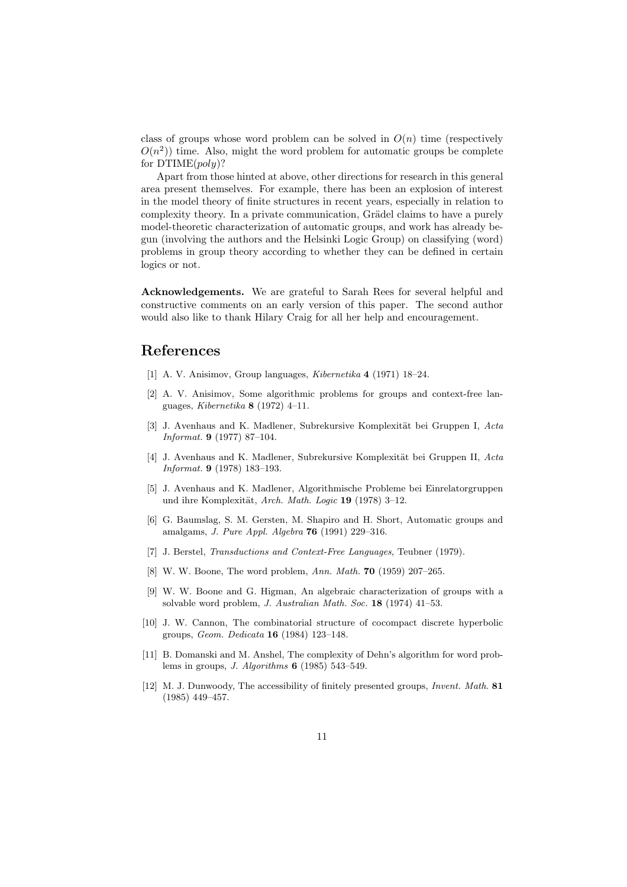class of groups whose word problem can be solved in $O(n)$ time (respectively $O(n^2)$) time. Also, might the word problem for automatic groups be complete for DTIME(*poly*)?

Apart from those hinted at above, other directions for research in this general area present themselves. For example, there has been an explosion of interest in the model theory of finite structures in recent years, especially in relation to complexity theory. In a private communication, Grädel claims to have a purely model-theoretic characterization of automatic groups, and work has already begun (involving the authors and the Helsinki Logic Group) on classifying (word) problems in group theory according to whether they can be defined in certain logics or not.

**Acknowledgements.** We are grateful to Sarah Rees for several helpful and constructive comments on an early version of this paper. The second author would also like to thank Hilary Craig for all her help and encouragement.

# References

[1] A. V. Anisimov, Group languages, *Kibernetika* **4** (1971) 18–24.

[2] A. V. Anisimov, Some algorithmic problems for groups and context-free languages, *Kibernetika* **8** (1972) 4–11.

[3] J. Avenhaus and K. Madlener, Subrekursive Komplexität bei Gruppen I, *Acta Informat.* **9** (1977) 87–104.

[4] J. Avenhaus and K. Madlener, Subrekursive Komplexität bei Gruppen II, *Acta Informat.* **9** (1978) 183–193.

[5] J. Avenhaus and K. Madlener, Algorithmische Probleme bei Einrelatorgruppen und ihre Komplexität, *Arch. Math. Logic* **19** (1978) 3–12.

[6] G. Baumslag, S. M. Gersten, M. Shapiro and H. Short, Automatic groups and amalgams, *J. Pure Appl. Algebra* **76** (1991) 229–316.

[7] J. Berstel, *Transductions and Context-Free Languages*, Teubner (1979).

[8] W. W. Boone, The word problem, *Ann. Math.* **70** (1959) 207–265.

[9] W. W. Boone and G. Higman, An algebraic characterization of groups with a solvable word problem, *J. Australian Math. Soc.* **18** (1974) 41–53.

[10] J. W. Cannon, The combinatorial structure of cocompact discrete hyperbolic groups, *Geom. Dedicata* **16** (1984) 123–148.

[11] B. Domanski and M. Anshel, The complexity of Dehn's algorithm for word problems in groups, *J. Algorithms* **6** (1985) 543–549.

[12] M. J. Dunwoody, The accessibility of finitely presented groups, *Invent. Math.* **81** (1985) 449–457.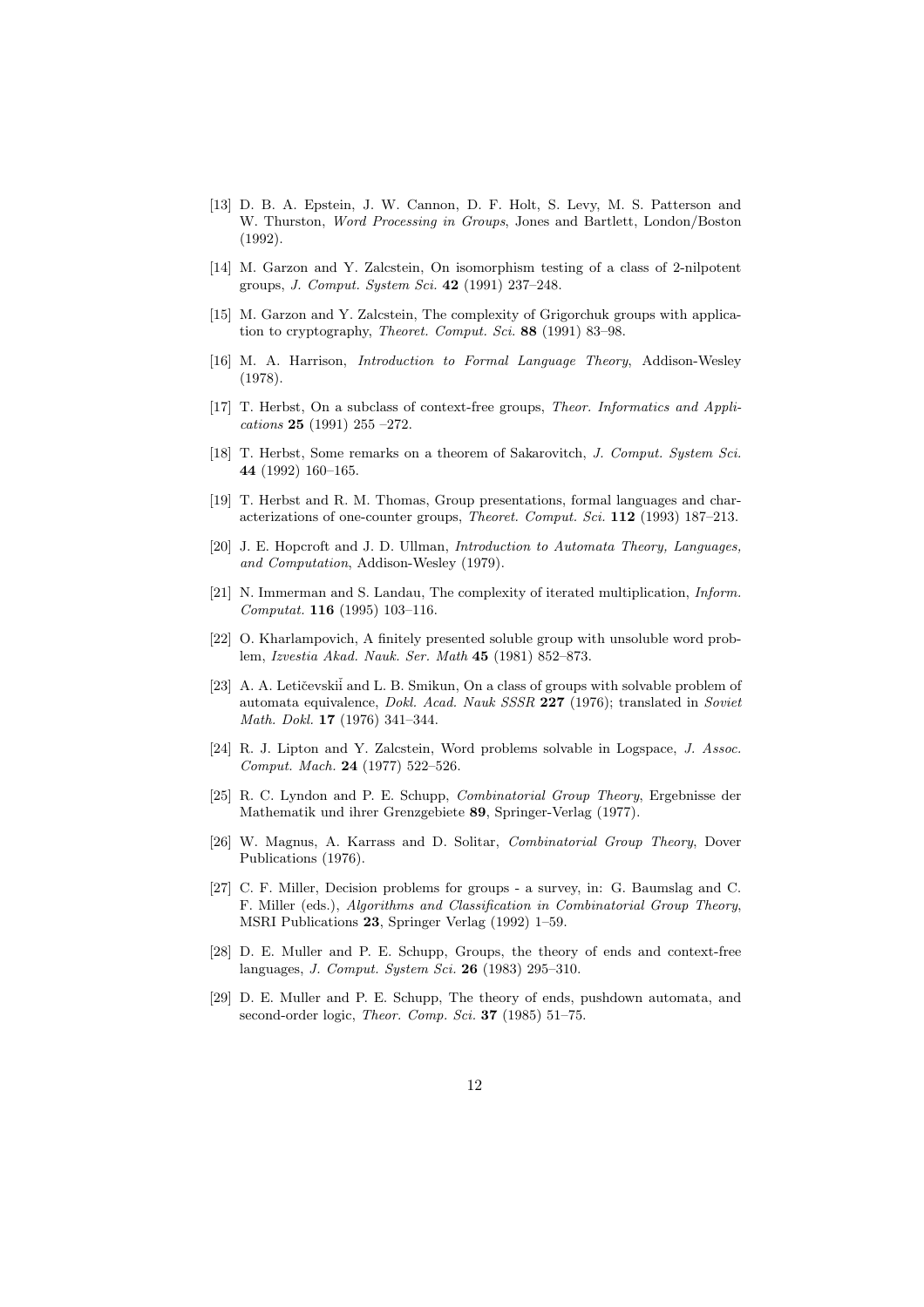[13] D. B. A. Epstein, J. W. Cannon, D. F. Holt, S. Levy, M. S. Patterson and W. Thurston, *Word Processing in Groups*, Jones and Bartlett, London/Boston (1992).

[14] M. Garzon and Y. Zalcstein, On isomorphism testing of a class of 2-nilpotent groups, *J. Comput. System Sci.* **42** (1991) 237–248.

[15] M. Garzon and Y. Zalcstein, The complexity of Grigorchuk groups with application to cryptography, *Theoret. Comput. Sci.* **88** (1991) 83–98.

[16] M. A. Harrison, *Introduction to Formal Language Theory*, Addison-Wesley (1978).

[17] T. Herbst, On a subclass of context-free groups, *Theor. Informatics and Applications* **25** (1991) 255 –272.

[18] T. Herbst, Some remarks on a theorem of Sakarovitch, *J. Comput. System Sci.* **44** (1992) 160–165.

[19] T. Herbst and R. M. Thomas, Group presentations, formal languages and characterizations of one-counter groups, *Theoret. Comput. Sci.* **112** (1993) 187–213.

[20] J. E. Hopcroft and J. D. Ullman, *Introduction to Automata Theory, Languages, and Computation*, Addison-Wesley (1979).

[21] N. Immerman and S. Landau, The complexity of iterated multiplication, *Inform. Computat.* **116** (1995) 103–116.

[22] O. Kharlampovich, A finitely presented soluble group with unsoluble word problem, *Izvestia Akad. Nauk. Ser. Math* **45** (1981) 852–873.

[23] A. A. Letičevskiĭ and L. B. Smikun, On a class of groups with solvable problem of automata equivalence, *Dokl. Acad. Nauk SSSR* **227** (1976); translated in *Soviet Math. Dokl.* **17** (1976) 341–344.

[24] R. J. Lipton and Y. Zalcstein, Word problems solvable in Logspace, *J. Assoc. Comput. Mach.* **24** (1977) 522–526.

[25] R. C. Lyndon and P. E. Schupp, *Combinatorial Group Theory*, Ergebnisse der Mathematik und ihrer Grenzgebiete **89**, Springer-Verlag (1977).

[26] W. Magnus, A. Karrass and D. Solitar, *Combinatorial Group Theory*, Dover Publications (1976).

[27] C. F. Miller, Decision problems for groups - a survey, in: G. Baumslag and C. F. Miller (eds.), *Algorithms and Classification in Combinatorial Group Theory*, MSRI Publications **23**, Springer Verlag (1992) 1–59.

[28] D. E. Muller and P. E. Schupp, Groups, the theory of ends and context-free languages, *J. Comput. System Sci.* **26** (1983) 295–310.

[29] D. E. Muller and P. E. Schupp, The theory of ends, pushdown automata, and second-order logic, *Theor. Comp. Sci.* **37** (1985) 51–75.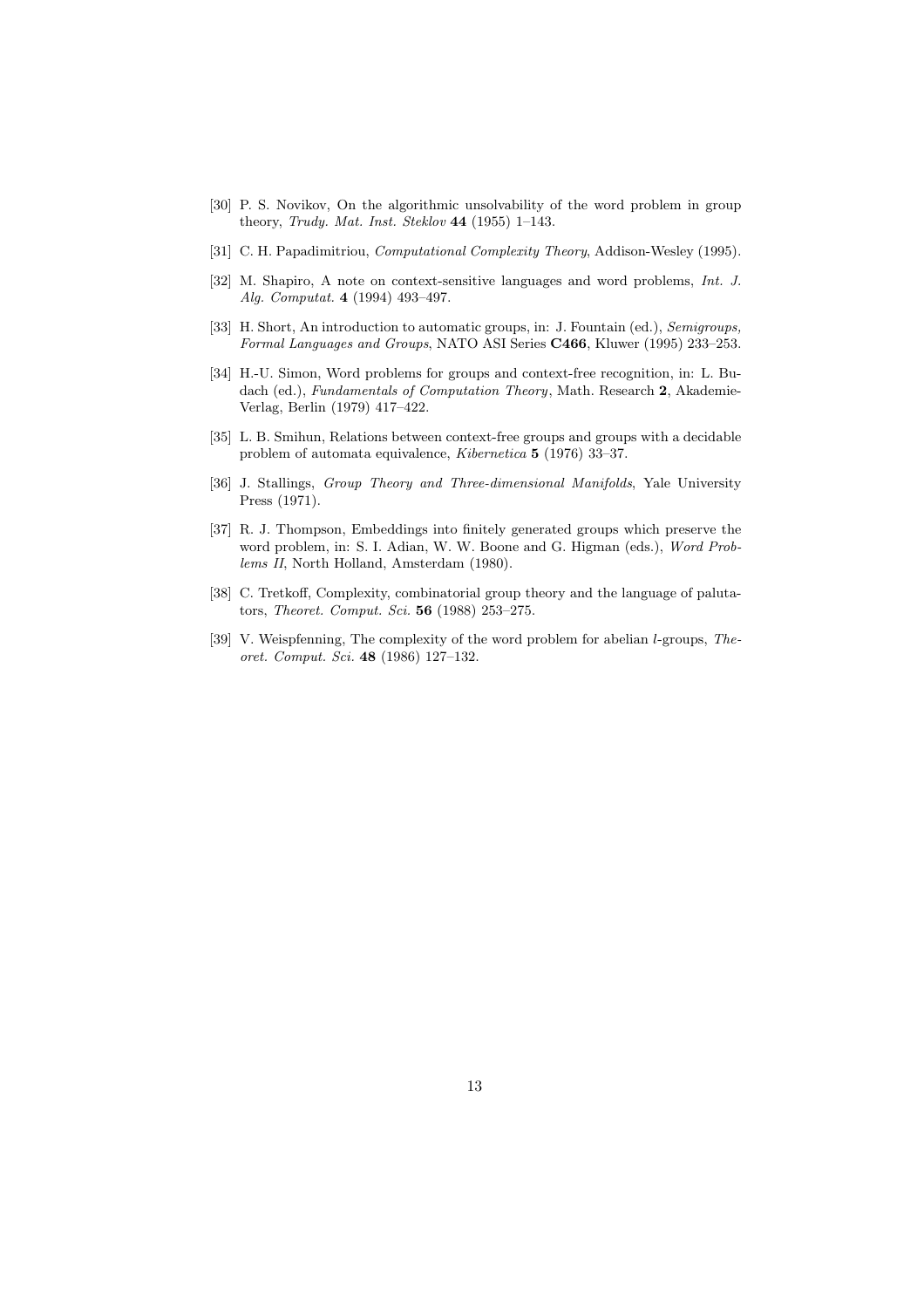[30] P. S. Novikov, On the algorithmic unsolvability of the word problem in group theory, *Trudy. Mat. Inst. Steklov* **44** (1955) 1–143.

[31] C. H. Papadimitriou, *Computational Complexity Theory*, Addison-Wesley (1995).

[32] M. Shapiro, A note on context-sensitive languages and word problems, *Int. J. Alg. Computat.* **4** (1994) 493–497.

[33] H. Short, An introduction to automatic groups, in: J. Fountain (ed.), *Semigroups, Formal Languages and Groups*, NATO ASI Series **C466**, Kluwer (1995) 233–253.

[34] H.-U. Simon, Word problems for groups and context-free recognition, in: L. Budach (ed.), *Fundamentals of Computation Theory*, Math. Research **2**, Akademie-Verlag, Berlin (1979) 417–422.

[35] L. B. Smihun, Relations between context-free groups and groups with a decidable problem of automata equivalence, *Kibernetica* **5** (1976) 33–37.

[36] J. Stallings, *Group Theory and Three-dimensional Manifolds*, Yale University Press (1971).

[37] R. J. Thompson, Embeddings into finitely generated groups which preserve the word problem, in: S. I. Adian, W. W. Boone and G. Higman (eds.), *Word Problems II*, North Holland, Amsterdam (1980).

[38] C. Tretkoff, Complexity, combinatorial group theory and the language of palutators, *Theoret. Comput. Sci.* **56** (1988) 253–275.

[39] V. Weispfenning, The complexity of the word problem for abelian $l$-groups, *Theoret. Comput. Sci.* **48** (1986) 127–132.